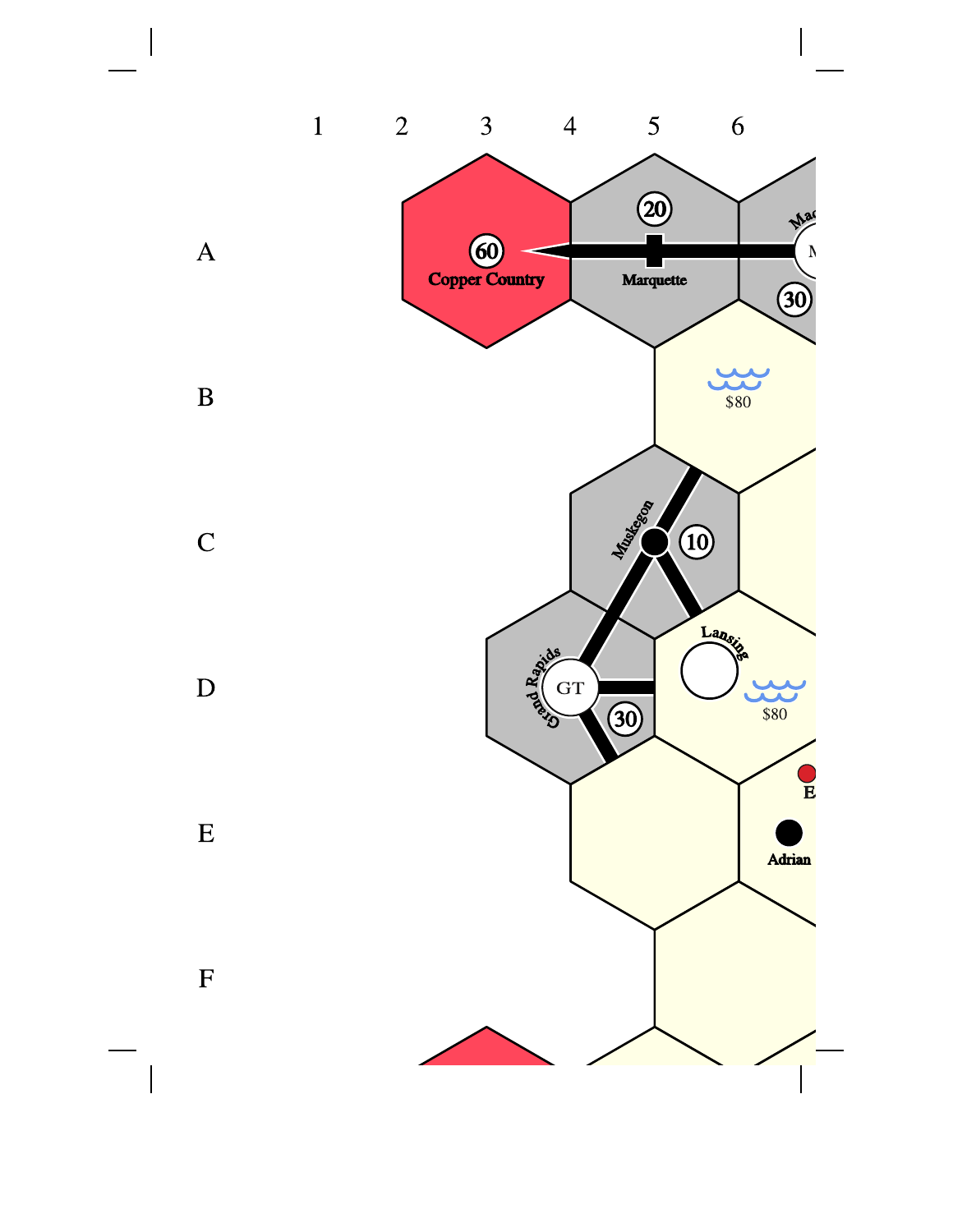1 2 3 4 5 6

A

B

C

D

E

F

60 Copper Country

20 Marquette

30

$80

Muskegon 10

Grand Rapids GT 30

Lansing

$80

Adrian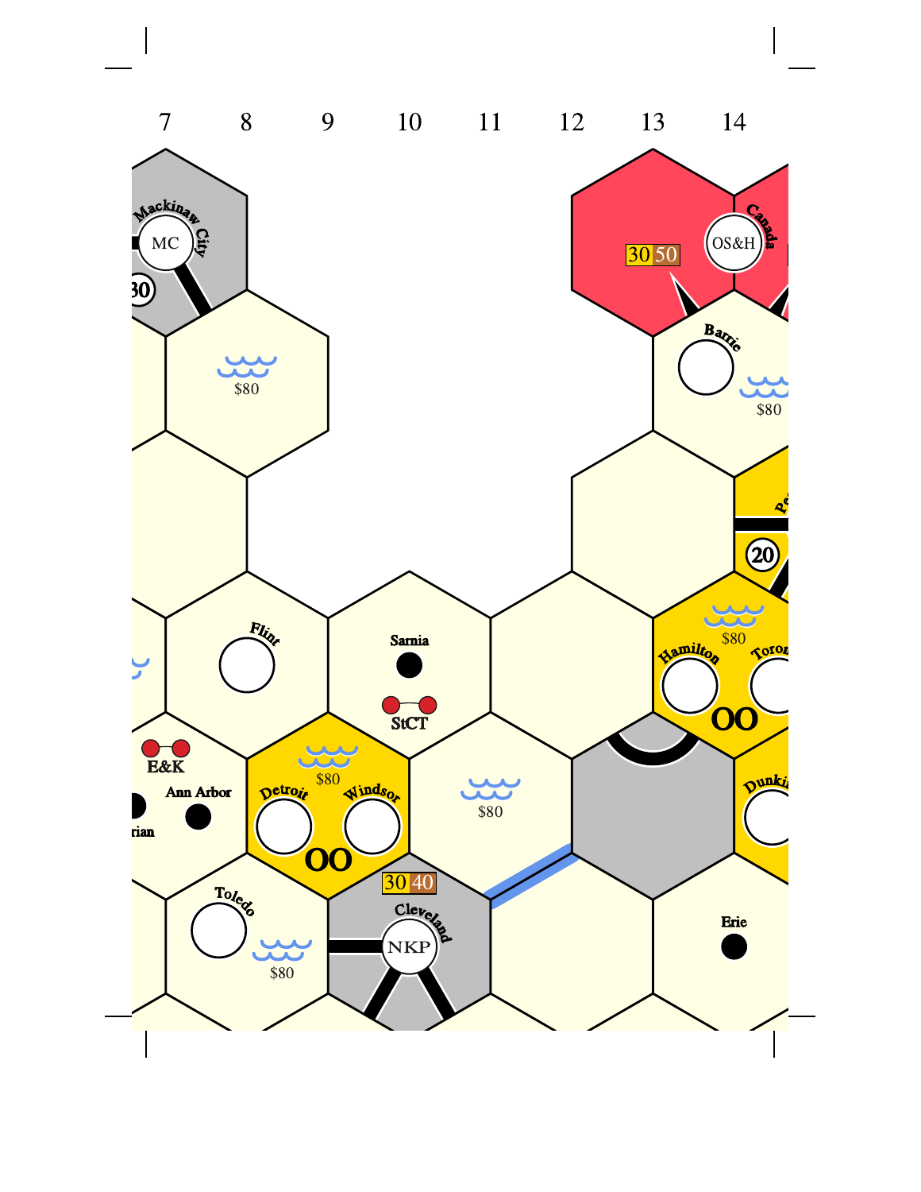7 8 9 10 11 12 13 14

Mackinaw City
MC
30

$80

30 50
OS&H
Canada

Barrie
$80

20

Flint

Sarnia
StCT

$80
Hamilton
Toronto
OO

E&K
Ann Arbor

$80
Detroit
Windsor
OO

$80

Dunkirk

30 40
Cleveland
NKP

Toledo
$80

Erie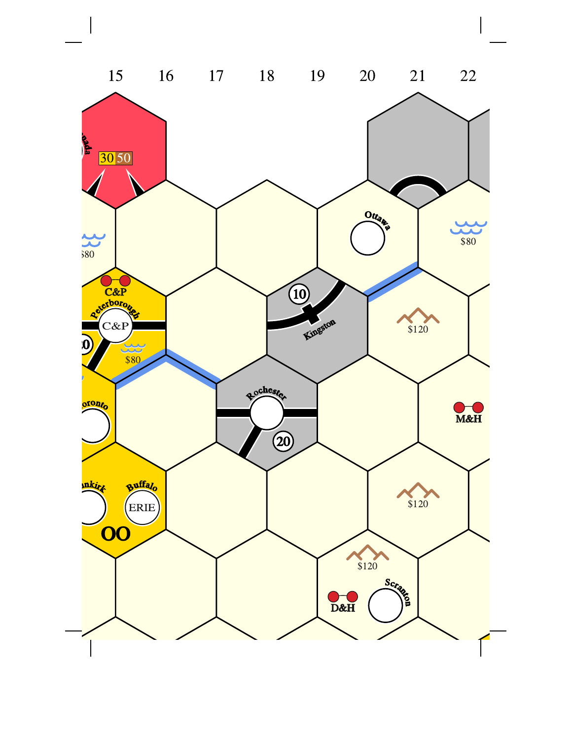15 16 17 18 19 20 21 22

30 50

Ottawa

$80

$80

C&P

Peterborough

C&P

10

Kingston

$120

$80

Rochester

Toronto

20

M&H

Dunkirk

Buffalo

ERIE

$120

OO

$120

Scranton

D&H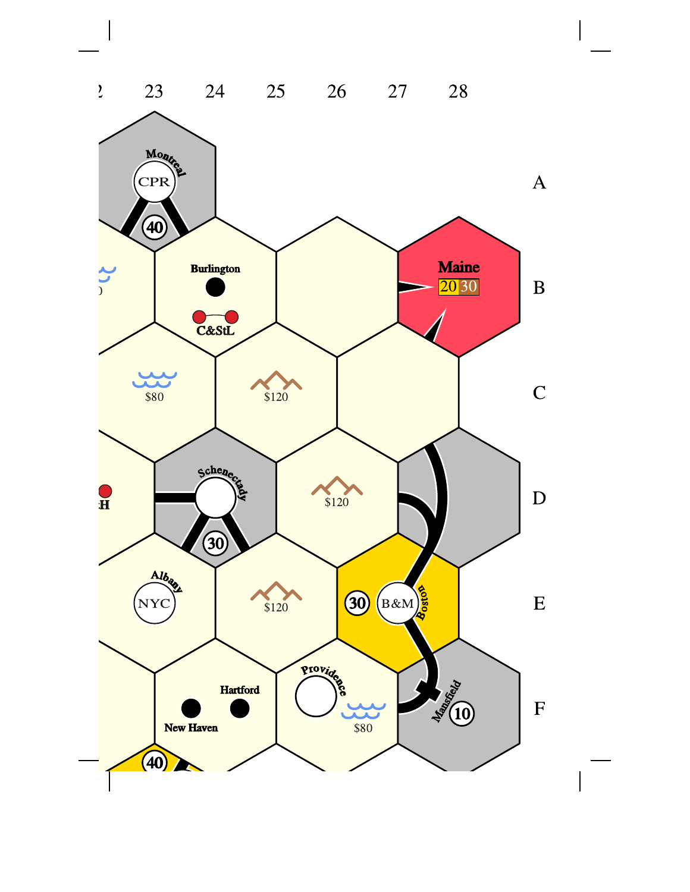2 23 24 25 26 27 28

A

B

C

D

E

F

Montreal CPR 40

Burlington

C&StL

Maine 20 30

$80

$120

Schenectady 30

H

$120

Albany NYC

$120

30 B&M Boston

Hartford

New Haven

Providence

$80

Mansfield 10

40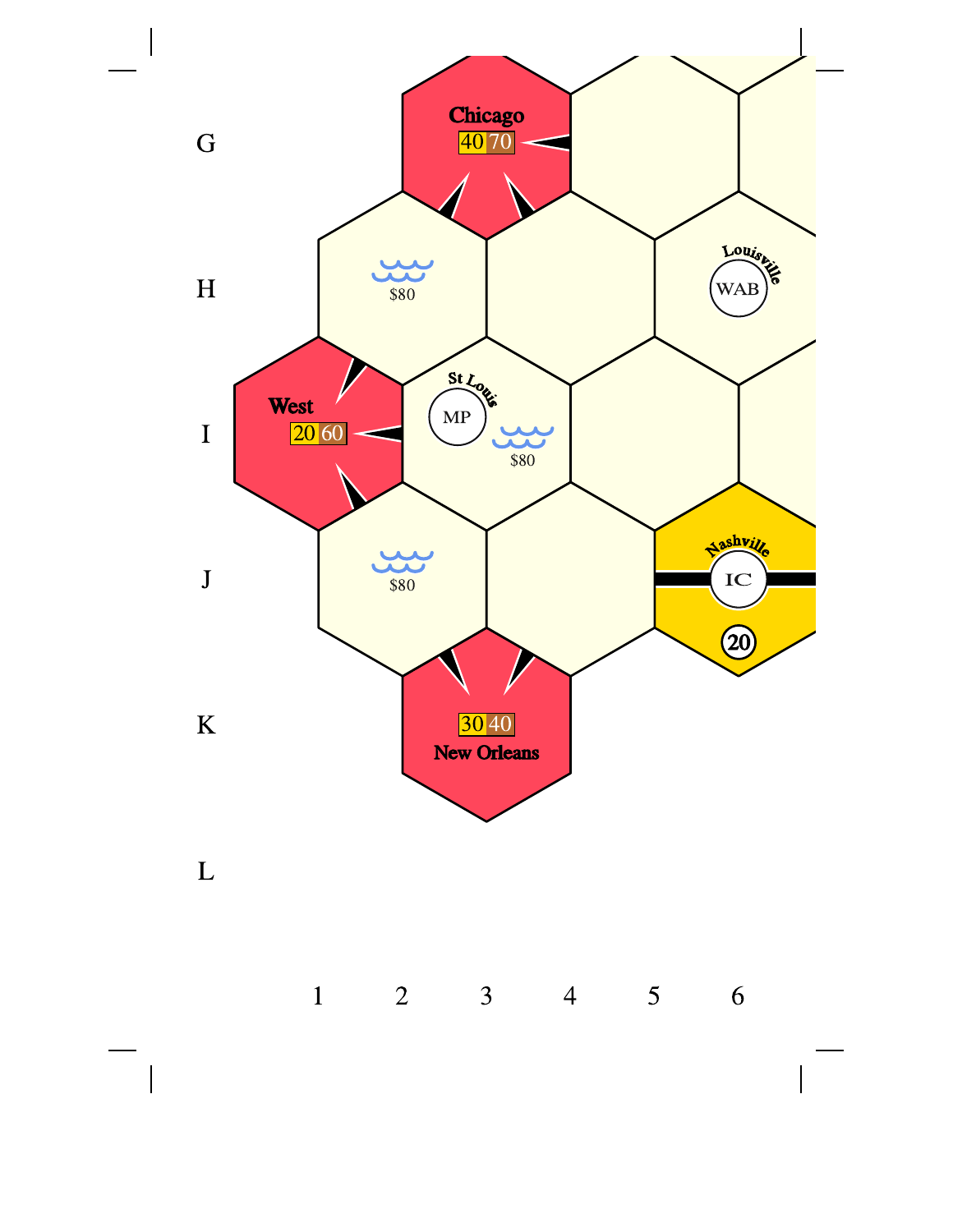G

H

I

J

K

L

Chicago

40 70

$80

Louisville

WAB

West

20 60

St Louis

MP

$80

Nashville

IC

20

$80

30 40

New Orleans

1 2 3 4 5 6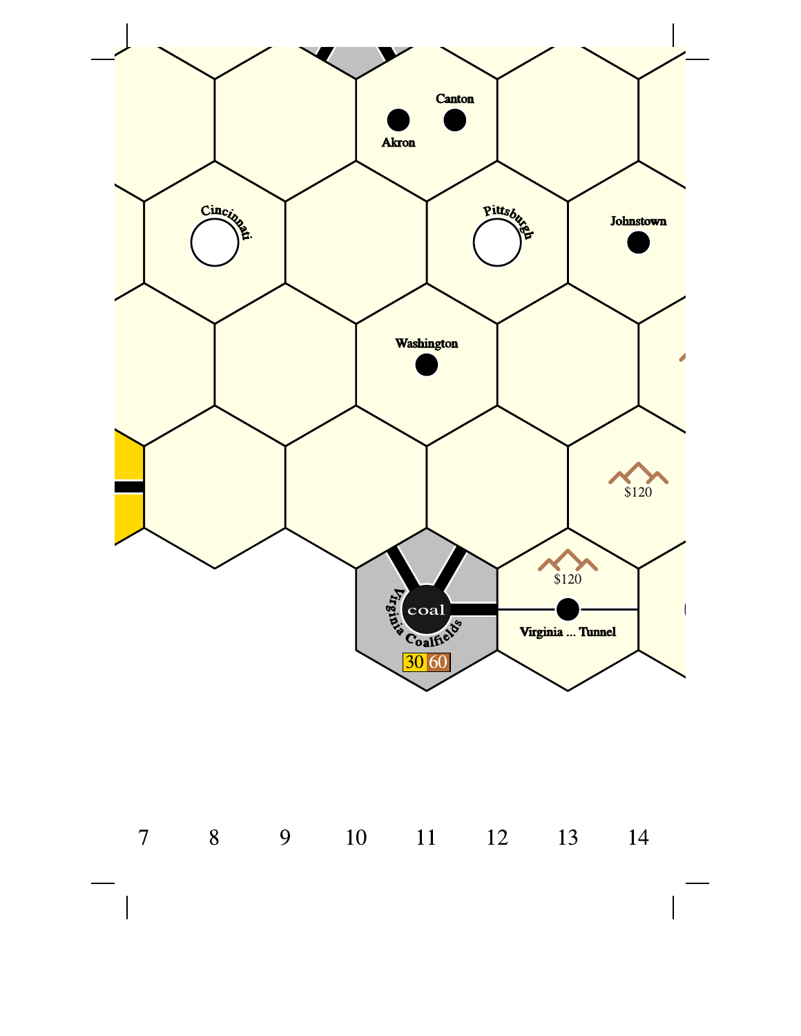Canton

Akron

Cincinnati

Pittsburgh

Johnstown

Washington

$120

$120

coal

Virginia Coalfields

30 60

Virginia ... Tunnel

7 8 9 10 11 12 13 14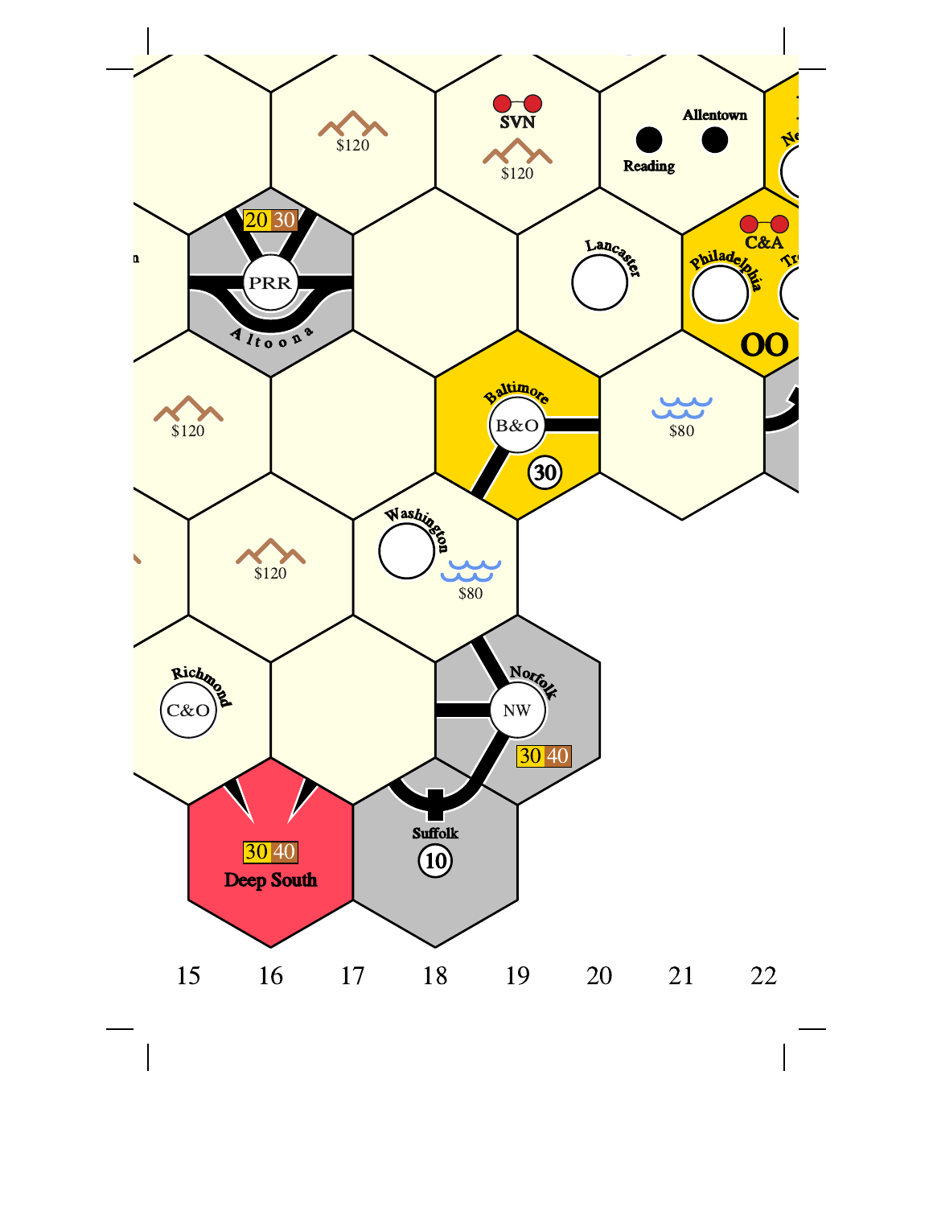$120

SVN

$120

Allentown

Reading

20 30

PRR

Altoona

Lancaster

C&A

Philadelphia

OO

Baltimore

B&O

30

$80

$120

Washington

$80

$120

Richmond

C&O

Norfolk

NW

30 40

30 40

Deep South

Suffolk

10

15 16 17 18 19 20 21 22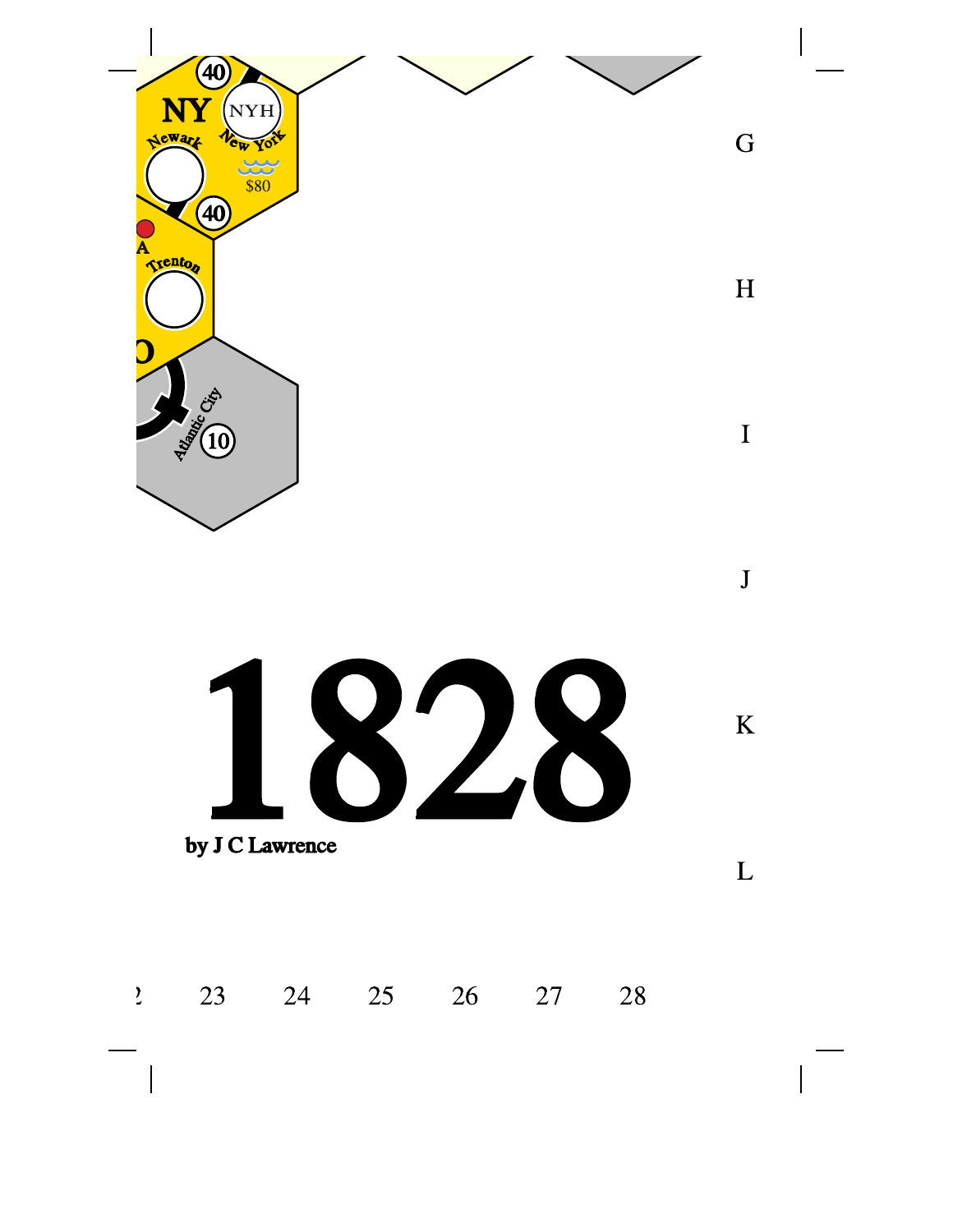# 1828

**by J C Lawrence**